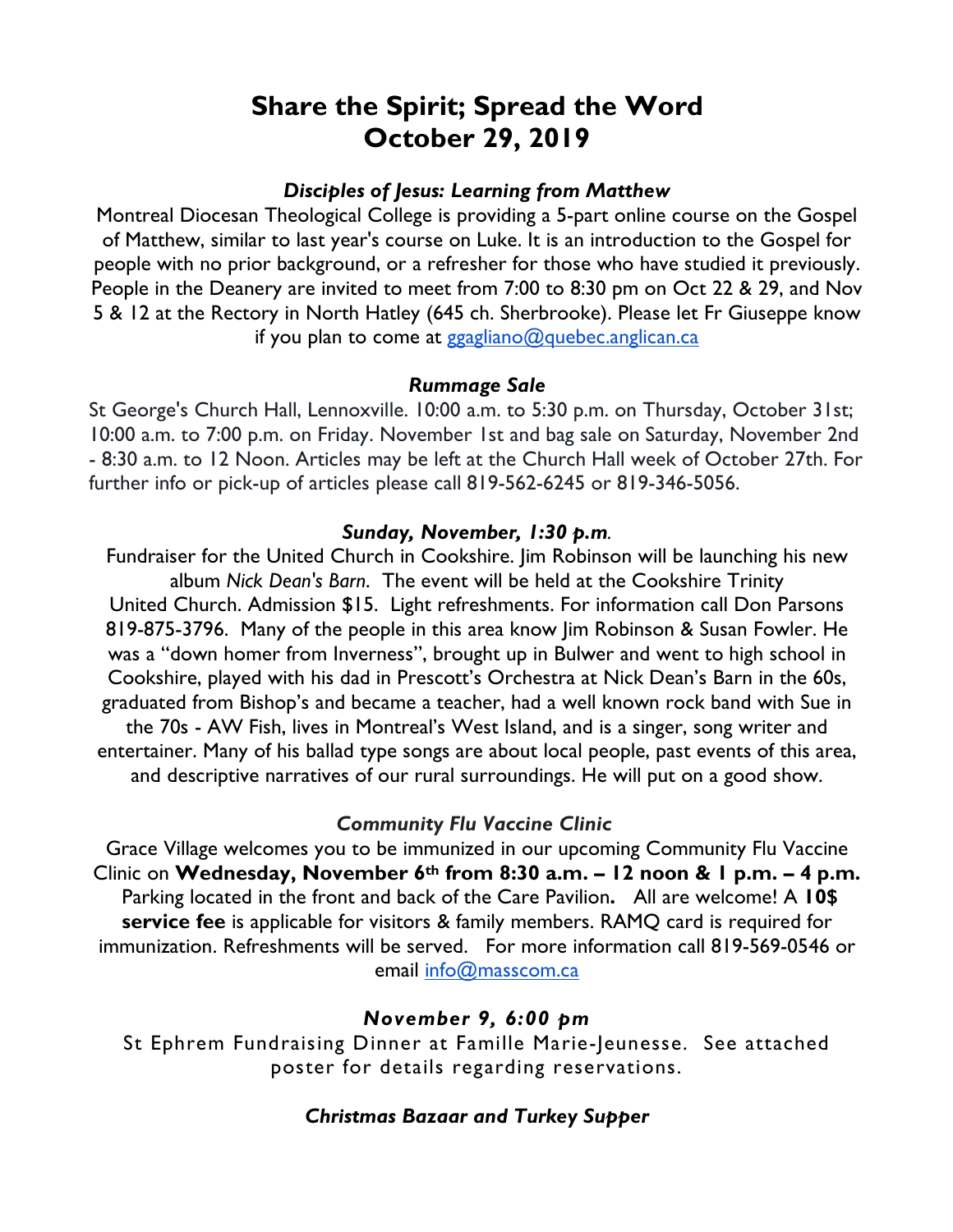# Share the Spirit; Spread the Word
# October 29, 2019

### *Disciples of Jesus: Learning from Matthew*

Montreal Diocesan Theological College is providing a 5-part online course on the Gospel of Matthew, similar to last year's course on Luke. It is an introduction to the Gospel for people with no prior background, or a refresher for those who have studied it previously. People in the Deanery are invited to meet from 7:00 to 8:30 pm on Oct 22 & 29, and Nov 5 & 12 at the Rectory in North Hatley (645 ch. Sherbrooke). Please let Fr Giuseppe know if you plan to come at ggagliano@quebec.anglican.ca

### *Rummage Sale*

St George's Church Hall, Lennoxville. 10:00 a.m. to 5:30 p.m. on Thursday, October 31st; 10:00 a.m. to 7:00 p.m. on Friday. November 1st and bag sale on Saturday, November 2nd - 8:30 a.m. to 12 Noon. Articles may be left at the Church Hall week of October 27th. For further info or pick-up of articles please call 819-562-6245 or 819-346-5056.

### *Sunday, November, 1:30 p.m.*

Fundraiser for the United Church in Cookshire. Jim Robinson will be launching his new album *Nick Dean's Barn*. The event will be held at the Cookshire Trinity United Church. Admission $15. Light refreshments. For information call Don Parsons 819-875-3796. Many of the people in this area know Jim Robinson & Susan Fowler. He was a "down homer from Inverness", brought up in Bulwer and went to high school in Cookshire, played with his dad in Prescott's Orchestra at Nick Dean's Barn in the 60s, graduated from Bishop's and became a teacher, had a well known rock band with Sue in the 70s - AW Fish, lives in Montreal's West Island, and is a singer, song writer and entertainer. Many of his ballad type songs are about local people, past events of this area, and descriptive narratives of our rural surroundings. He will put on a good show.

### *Community Flu Vaccine Clinic*

Grace Village welcomes you to be immunized in our upcoming Community Flu Vaccine Clinic on **Wednesday, November 6th from 8:30 a.m. – 12 noon & 1 p.m. – 4 p.m.** Parking located in the front and back of the Care Pavilion**.** All are welcome! A **10$ service fee** is applicable for visitors & family members. RAMQ card is required for immunization. Refreshments will be served. For more information call 819-569-0546 or email info@masscom.ca

### *November 9, 6:00 pm*

St Ephrem Fundraising Dinner at Famille Marie-Jeunesse. See attached poster for details regarding reservations.

### *Christmas Bazaar and Turkey Supper*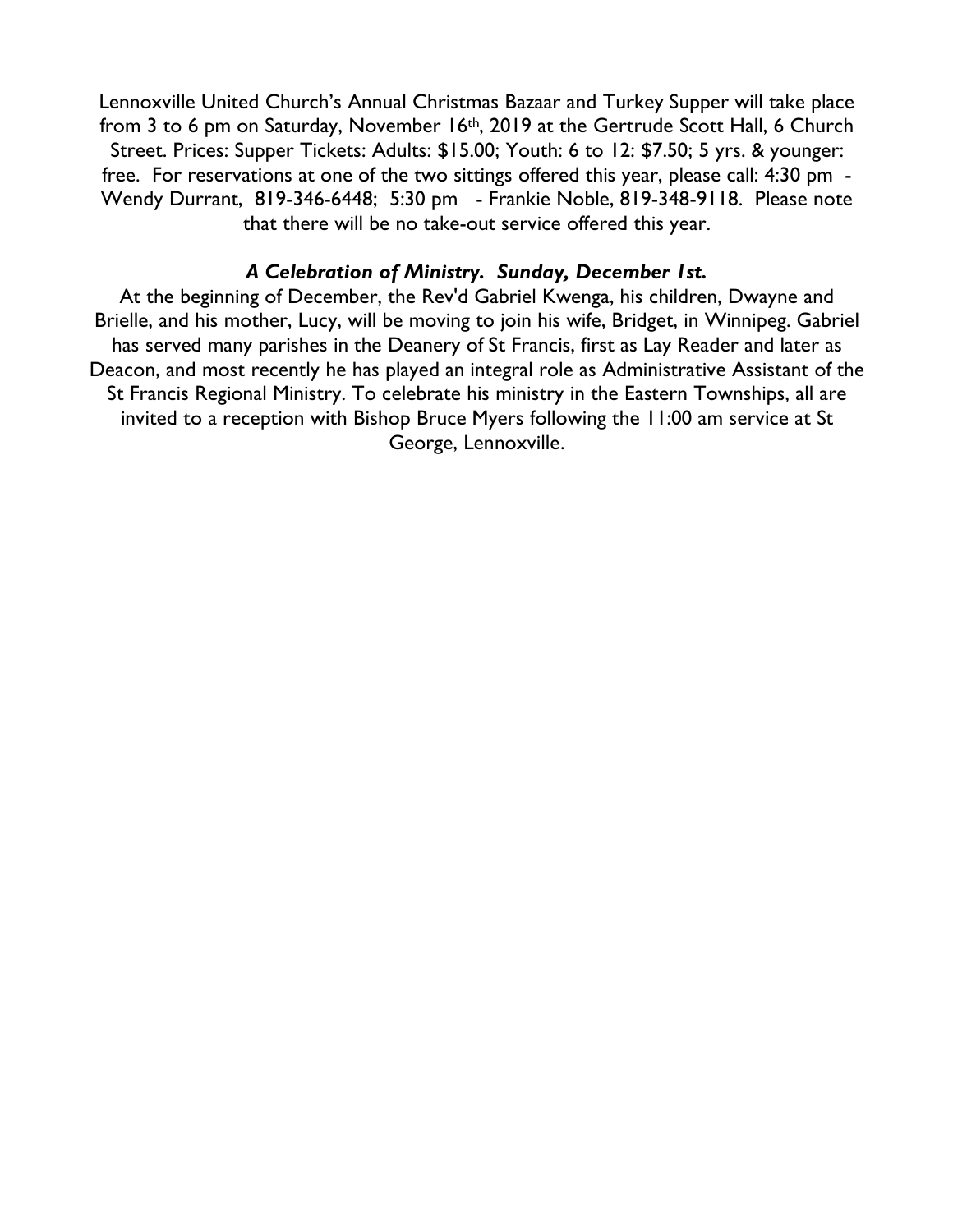Lennoxville United Church's Annual Christmas Bazaar and Turkey Supper will take place from 3 to 6 pm on Saturday, November 16th, 2019 at the Gertrude Scott Hall, 6 Church Street. Prices: Supper Tickets: Adults: $15.00; Youth: 6 to 12: $7.50; 5 yrs. & younger: free. For reservations at one of the two sittings offered this year, please call: 4:30 pm - Wendy Durrant, 819-346-6448; 5:30 pm - Frankie Noble, 819-348-9118. Please note that there will be no take-out service offered this year.

***A Celebration of Ministry. Sunday, December 1st.***

At the beginning of December, the Rev'd Gabriel Kwenga, his children, Dwayne and Brielle, and his mother, Lucy, will be moving to join his wife, Bridget, in Winnipeg. Gabriel has served many parishes in the Deanery of St Francis, first as Lay Reader and later as Deacon, and most recently he has played an integral role as Administrative Assistant of the St Francis Regional Ministry. To celebrate his ministry in the Eastern Townships, all are invited to a reception with Bishop Bruce Myers following the 11:00 am service at St George, Lennoxville.